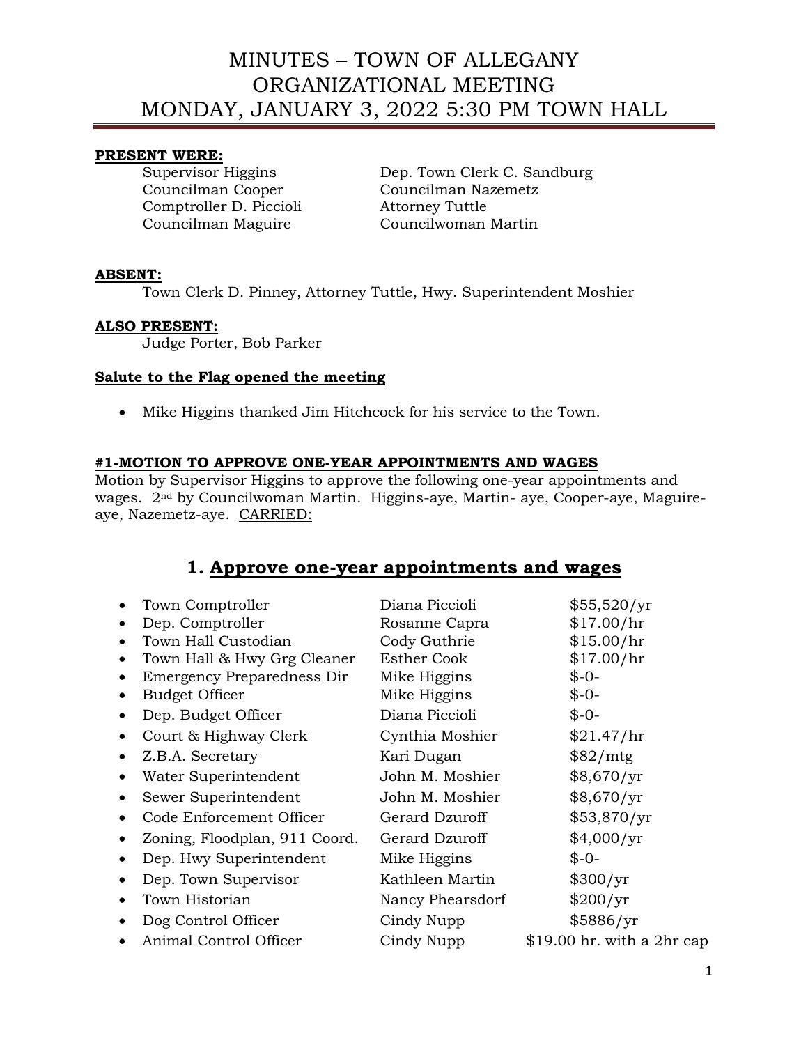# MINUTES – TOWN OF ALLEGANY ORGANIZATIONAL MEETING MONDAY, JANUARY 3, 2022 5:30 PM TOWN HALL

**PRESENT WERE:**

| | |
|---|---|
| Supervisor Higgins | Dep. Town Clerk C. Sandburg |
| Councilman Cooper | Councilman Nazemetz |
| Comptroller D. Piccioli | Attorney Tuttle |
| Councilman Maguire | Councilwoman Martin |

**ABSENT:**

Town Clerk D. Pinney, Attorney Tuttle, Hwy. Superintendent Moshier

**ALSO PRESENT:**

Judge Porter, Bob Parker

**Salute to the Flag opened the meeting**

- Mike Higgins thanked Jim Hitchcock for his service to the Town.

**#1-MOTION TO APPROVE ONE-YEAR APPOINTMENTS AND WAGES**

Motion by Supervisor Higgins to approve the following one-year appointments and wages. 2nd by Councilwoman Martin. Higgins-aye, Martin- aye, Cooper-aye, Maguire-aye, Nazemetz-aye. CARRIED:

## 1. Approve one-year appointments and wages

- Town Comptroller — Diana Piccioli — $55,520/yr
- Dep. Comptroller — Rosanne Capra — $17.00/hr
- Town Hall Custodian — Cody Guthrie — $15.00/hr
- Town Hall & Hwy Grg Cleaner — Esther Cook — $17.00/hr
- Emergency Preparedness Dir — Mike Higgins — $-0-
- Budget Officer — Mike Higgins — $-0-
- Dep. Budget Officer — Diana Piccioli — $-0-
- Court & Highway Clerk — Cynthia Moshier — $21.47/hr
- Z.B.A. Secretary — Kari Dugan — $82/mtg
- Water Superintendent — John M. Moshier — $8,670/yr
- Sewer Superintendent — John M. Moshier — $8,670/yr
- Code Enforcement Officer — Gerard Dzuroff — $53,870/yr
- Zoning, Floodplan, 911 Coord. — Gerard Dzuroff — $4,000/yr
- Dep. Hwy Superintendent — Mike Higgins — $-0-
- Dep. Town Supervisor — Kathleen Martin — $300/yr
- Town Historian — Nancy Phearsdorf — $200/yr
- Dog Control Officer — Cindy Nupp — $5886/yr
- Animal Control Officer — Cindy Nupp — $19.00 hr. with a 2hr cap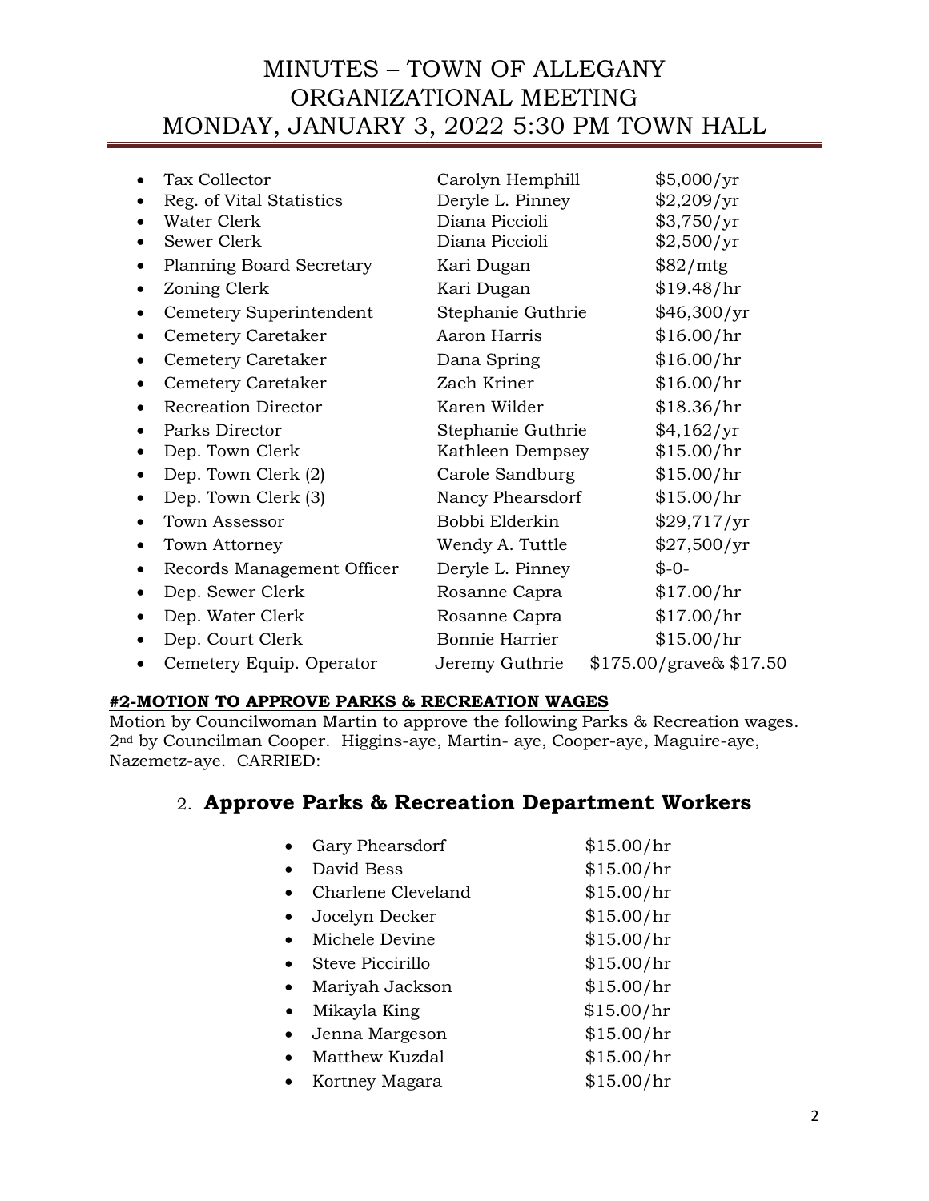- Tax Collector — Carolyn Hemphill — $5,000/yr
- Reg. of Vital Statistics — Deryle L. Pinney — $2,209/yr
- Water Clerk — Diana Piccioli — $3,750/yr
- Sewer Clerk — Diana Piccioli — $2,500/yr
- Planning Board Secretary — Kari Dugan — $82/mtg
- Zoning Clerk — Kari Dugan — $19.48/hr
- Cemetery Superintendent — Stephanie Guthrie — $46,300/yr
- Cemetery Caretaker — Aaron Harris — $16.00/hr
- Cemetery Caretaker — Dana Spring — $16.00/hr
- Cemetery Caretaker — Zach Kriner — $16.00/hr
- Recreation Director — Karen Wilder — $18.36/hr
- Parks Director — Stephanie Guthrie — $4,162/yr
- Dep. Town Clerk — Kathleen Dempsey — $15.00/hr
- Dep. Town Clerk (2) — Carole Sandburg — $15.00/hr
- Dep. Town Clerk (3) — Nancy Phearsdorf — $15.00/hr
- Town Assessor — Bobbi Elderkin — $29,717/yr
- Town Attorney — Wendy A. Tuttle — $27,500/yr
- Records Management Officer — Deryle L. Pinney — $-0-
- Dep. Sewer Clerk — Rosanne Capra — $17.00/hr
- Dep. Water Clerk — Rosanne Capra — $17.00/hr
- Dep. Court Clerk — Bonnie Harrier — $15.00/hr
- Cemetery Equip. Operator — Jeremy Guthrie — $175.00/grave& $17.50

**#2-MOTION TO APPROVE PARKS & RECREATION WAGES**

Motion by Councilwoman Martin to approve the following Parks & Recreation wages. 2nd by Councilman Cooper. Higgins-aye, Martin- aye, Cooper-aye, Maguire-aye, Nazemetz-aye. CARRIED:

## 2. Approve Parks & Recreation Department Workers

- Gary Phearsdorf — $15.00/hr
- David Bess — $15.00/hr
- Charlene Cleveland — $15.00/hr
- Jocelyn Decker — $15.00/hr
- Michele Devine — $15.00/hr
- Steve Piccirillo — $15.00/hr
- Mariyah Jackson — $15.00/hr
- Mikayla King — $15.00/hr
- Jenna Margeson — $15.00/hr
- Matthew Kuzdal — $15.00/hr
- Kortney Magara — $15.00/hr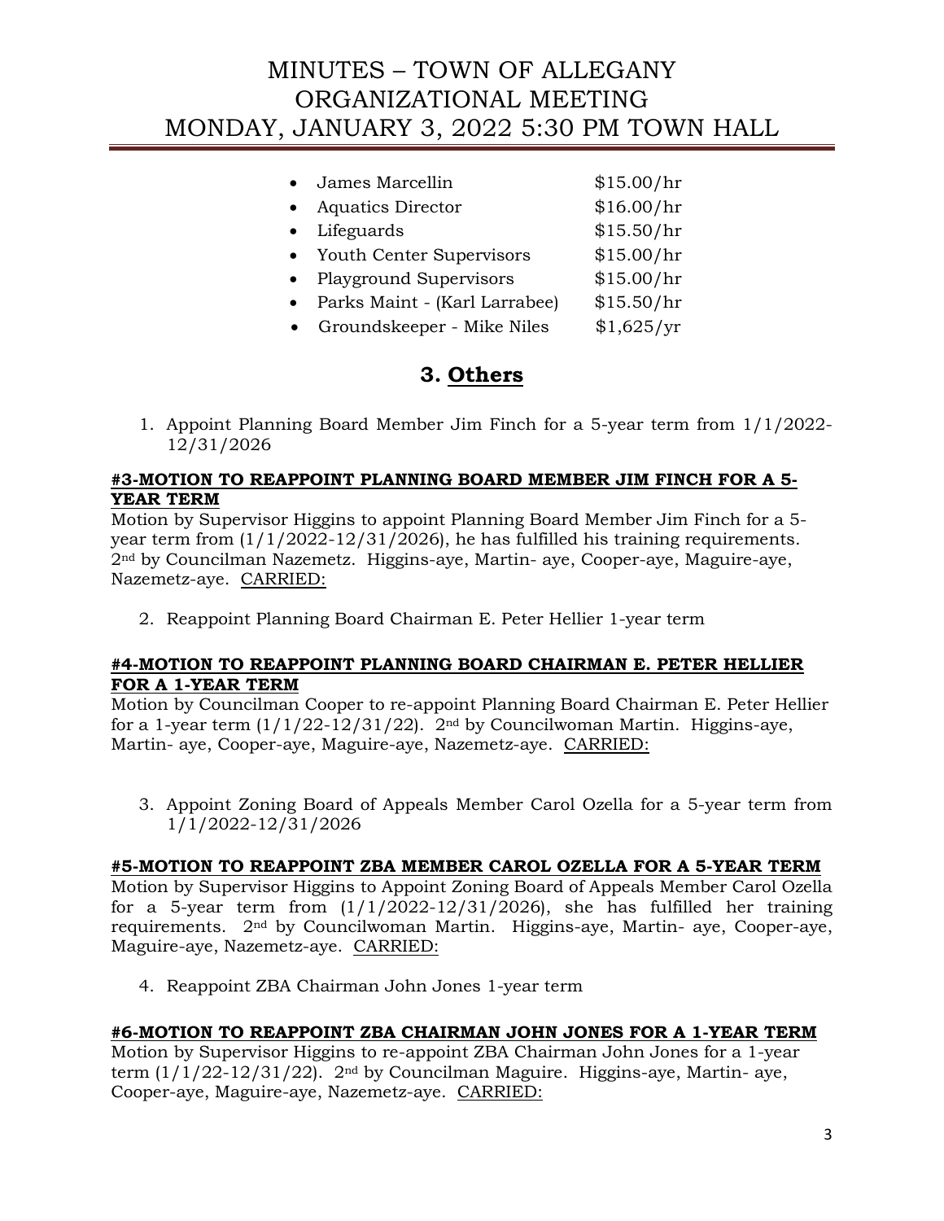- James Marcellin $15.00/hr
- Aquatics Director $16.00/hr
- Lifeguards $15.50/hr
- Youth Center Supervisors $15.00/hr
- Playground Supervisors $15.00/hr
- Parks Maint - (Karl Larrabee) $15.50/hr
- Groundskeeper - Mike Niles $1,625/yr

## 3. Others

1. Appoint Planning Board Member Jim Finch for a 5-year term from 1/1/2022-12/31/2026

**#3-MOTION TO REAPPOINT PLANNING BOARD MEMBER JIM FINCH FOR A 5-YEAR TERM**
Motion by Supervisor Higgins to appoint Planning Board Member Jim Finch for a 5-year term from (1/1/2022-12/31/2026), he has fulfilled his training requirements. 2nd by Councilman Nazemetz. Higgins-aye, Martin- aye, Cooper-aye, Maguire-aye, Nazemetz-aye. CARRIED:

2. Reappoint Planning Board Chairman E. Peter Hellier 1-year term

**#4-MOTION TO REAPPOINT PLANNING BOARD CHAIRMAN E. PETER HELLIER FOR A 1-YEAR TERM**
Motion by Councilman Cooper to re-appoint Planning Board Chairman E. Peter Hellier for a 1-year term (1/1/22-12/31/22). 2nd by Councilwoman Martin. Higgins-aye, Martin- aye, Cooper-aye, Maguire-aye, Nazemetz-aye. CARRIED:

3. Appoint Zoning Board of Appeals Member Carol Ozella for a 5-year term from 1/1/2022-12/31/2026

**#5-MOTION TO REAPPOINT ZBA MEMBER CAROL OZELLA FOR A 5-YEAR TERM**
Motion by Supervisor Higgins to Appoint Zoning Board of Appeals Member Carol Ozella for a 5-year term from (1/1/2022-12/31/2026), she has fulfilled her training requirements. 2nd by Councilwoman Martin. Higgins-aye, Martin- aye, Cooper-aye, Maguire-aye, Nazemetz-aye. CARRIED:

4. Reappoint ZBA Chairman John Jones 1-year term

**#6-MOTION TO REAPPOINT ZBA CHAIRMAN JOHN JONES FOR A 1-YEAR TERM**
Motion by Supervisor Higgins to re-appoint ZBA Chairman John Jones for a 1-year term (1/1/22-12/31/22). 2nd by Councilman Maguire. Higgins-aye, Martin- aye, Cooper-aye, Maguire-aye, Nazemetz-aye. CARRIED: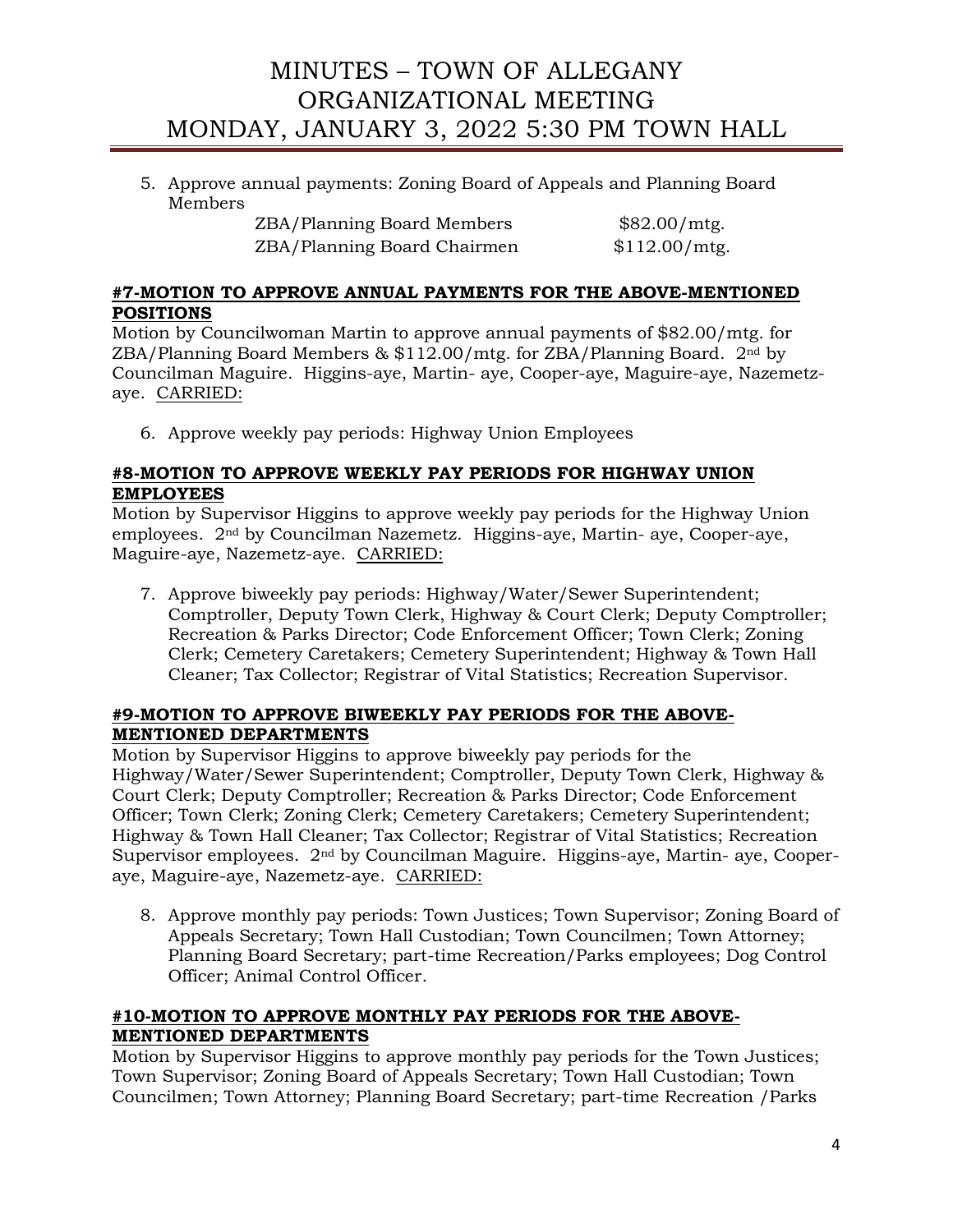5. Approve annual payments: Zoning Board of Appeals and Planning Board Members

   | | |
   |---|---|
   | ZBA/Planning Board Members | $82.00/mtg. |
   | ZBA/Planning Board Chairmen | $112.00/mtg. |

**#7-MOTION TO APPROVE ANNUAL PAYMENTS FOR THE ABOVE-MENTIONED POSITIONS**

Motion by Councilwoman Martin to approve annual payments of $82.00/mtg. for ZBA/Planning Board Members & $112.00/mtg. for ZBA/Planning Board. 2nd by Councilman Maguire. Higgins-aye, Martin- aye, Cooper-aye, Maguire-aye, Nazemetz-aye. CARRIED:

6. Approve weekly pay periods: Highway Union Employees

**#8-MOTION TO APPROVE WEEKLY PAY PERIODS FOR HIGHWAY UNION EMPLOYEES**

Motion by Supervisor Higgins to approve weekly pay periods for the Highway Union employees. 2nd by Councilman Nazemetz. Higgins-aye, Martin- aye, Cooper-aye, Maguire-aye, Nazemetz-aye. CARRIED:

7. Approve biweekly pay periods: Highway/Water/Sewer Superintendent; Comptroller, Deputy Town Clerk, Highway & Court Clerk; Deputy Comptroller; Recreation & Parks Director; Code Enforcement Officer; Town Clerk; Zoning Clerk; Cemetery Caretakers; Cemetery Superintendent; Highway & Town Hall Cleaner; Tax Collector; Registrar of Vital Statistics; Recreation Supervisor.

**#9-MOTION TO APPROVE BIWEEKLY PAY PERIODS FOR THE ABOVE-MENTIONED DEPARTMENTS**

Motion by Supervisor Higgins to approve biweekly pay periods for the Highway/Water/Sewer Superintendent; Comptroller, Deputy Town Clerk, Highway & Court Clerk; Deputy Comptroller; Recreation & Parks Director; Code Enforcement Officer; Town Clerk; Zoning Clerk; Cemetery Caretakers; Cemetery Superintendent; Highway & Town Hall Cleaner; Tax Collector; Registrar of Vital Statistics; Recreation Supervisor employees. 2nd by Councilman Maguire. Higgins-aye, Martin- aye, Cooper-aye, Maguire-aye, Nazemetz-aye. CARRIED:

8. Approve monthly pay periods: Town Justices; Town Supervisor; Zoning Board of Appeals Secretary; Town Hall Custodian; Town Councilmen; Town Attorney; Planning Board Secretary; part-time Recreation/Parks employees; Dog Control Officer; Animal Control Officer.

**#10-MOTION TO APPROVE MONTHLY PAY PERIODS FOR THE ABOVE-MENTIONED DEPARTMENTS**

Motion by Supervisor Higgins to approve monthly pay periods for the Town Justices; Town Supervisor; Zoning Board of Appeals Secretary; Town Hall Custodian; Town Councilmen; Town Attorney; Planning Board Secretary; part-time Recreation /Parks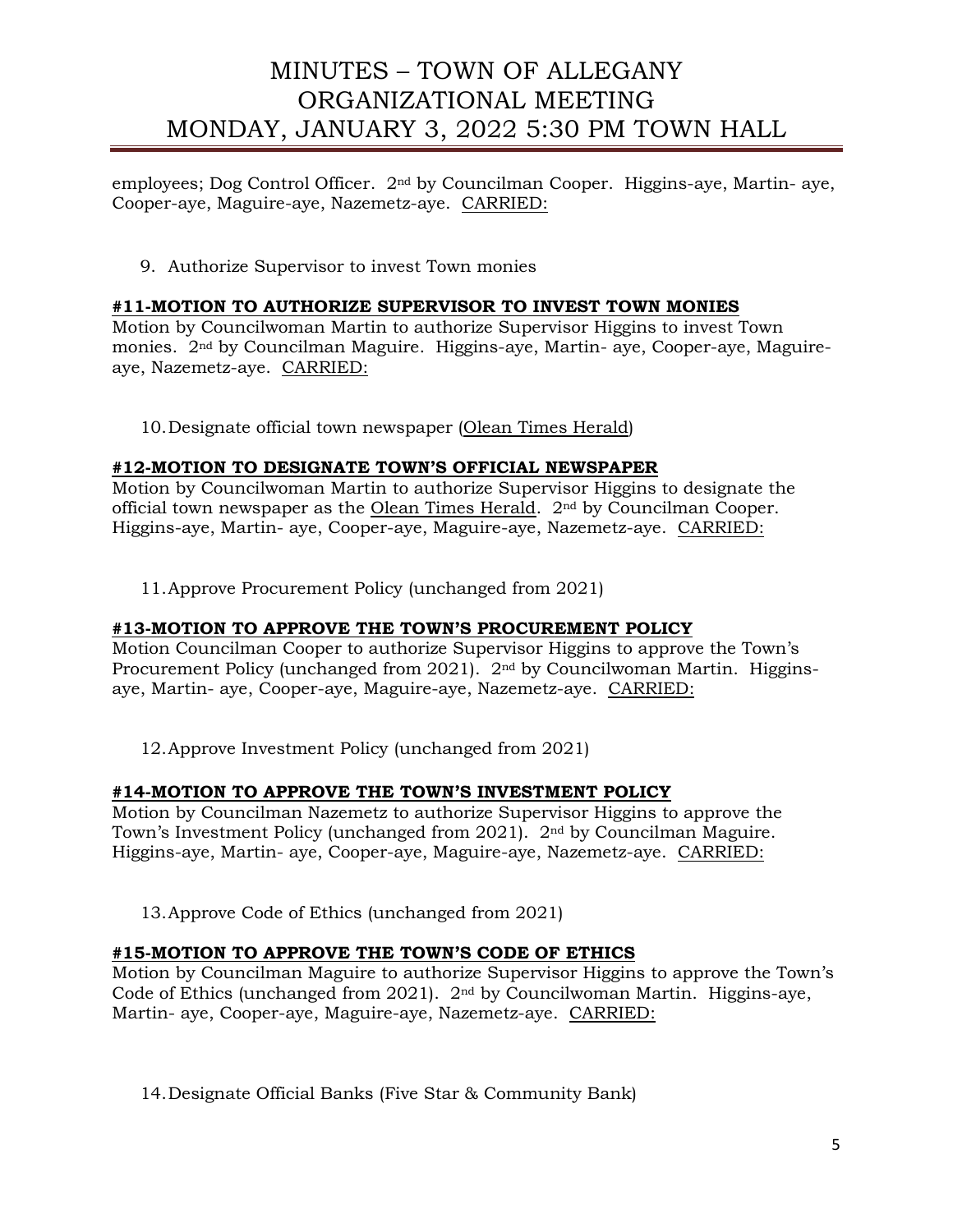employees; Dog Control Officer. 2nd by Councilman Cooper. Higgins-aye, Martin- aye, Cooper-aye, Maguire-aye, Nazemetz-aye. CARRIED:

9. Authorize Supervisor to invest Town monies

**#11-MOTION TO AUTHORIZE SUPERVISOR TO INVEST TOWN MONIES**

Motion by Councilwoman Martin to authorize Supervisor Higgins to invest Town monies. 2nd by Councilman Maguire. Higgins-aye, Martin- aye, Cooper-aye, Maguire-aye, Nazemetz-aye. CARRIED:

10. Designate official town newspaper (Olean Times Herald)

**#12-MOTION TO DESIGNATE TOWN'S OFFICIAL NEWSPAPER**

Motion by Councilwoman Martin to authorize Supervisor Higgins to designate the official town newspaper as the Olean Times Herald. 2nd by Councilman Cooper. Higgins-aye, Martin- aye, Cooper-aye, Maguire-aye, Nazemetz-aye. CARRIED:

11. Approve Procurement Policy (unchanged from 2021)

**#13-MOTION TO APPROVE THE TOWN'S PROCUREMENT POLICY**

Motion Councilman Cooper to authorize Supervisor Higgins to approve the Town's Procurement Policy (unchanged from 2021). 2nd by Councilwoman Martin. Higgins-aye, Martin- aye, Cooper-aye, Maguire-aye, Nazemetz-aye. CARRIED:

12. Approve Investment Policy (unchanged from 2021)

**#14-MOTION TO APPROVE THE TOWN'S INVESTMENT POLICY**

Motion by Councilman Nazemetz to authorize Supervisor Higgins to approve the Town's Investment Policy (unchanged from 2021). 2nd by Councilman Maguire. Higgins-aye, Martin- aye, Cooper-aye, Maguire-aye, Nazemetz-aye. CARRIED:

13. Approve Code of Ethics (unchanged from 2021)

**#15-MOTION TO APPROVE THE TOWN'S CODE OF ETHICS**

Motion by Councilman Maguire to authorize Supervisor Higgins to approve the Town's Code of Ethics (unchanged from 2021). 2nd by Councilwoman Martin. Higgins-aye, Martin- aye, Cooper-aye, Maguire-aye, Nazemetz-aye. CARRIED:

14. Designate Official Banks (Five Star & Community Bank)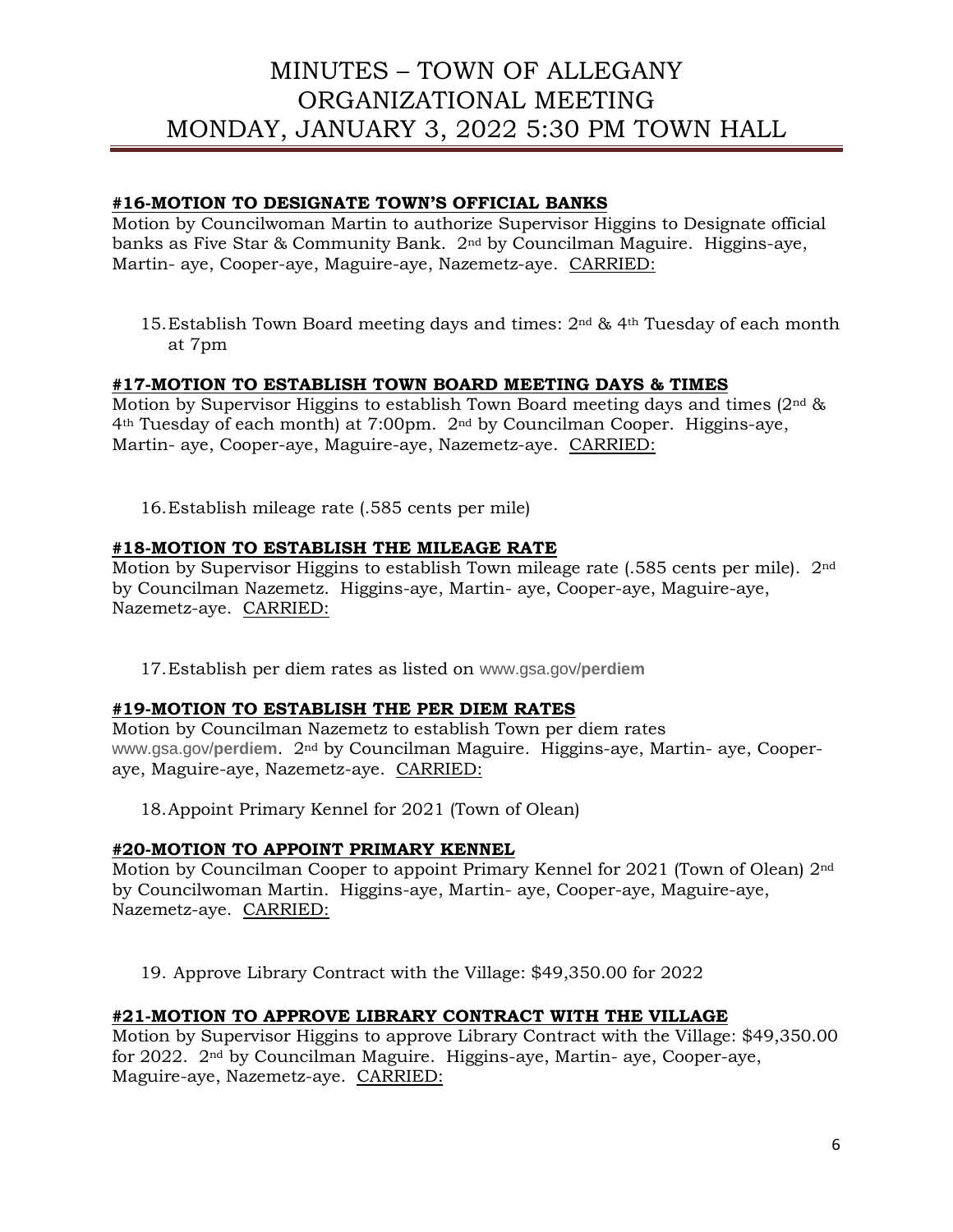# MINUTES – TOWN OF ALLEGANY ORGANIZATIONAL MEETING MONDAY, JANUARY 3, 2022 5:30 PM TOWN HALL

**#16-MOTION TO DESIGNATE TOWN'S OFFICIAL BANKS**
Motion by Councilwoman Martin to authorize Supervisor Higgins to Designate official banks as Five Star & Community Bank. 2nd by Councilman Maguire. Higgins-aye, Martin- aye, Cooper-aye, Maguire-aye, Nazemetz-aye. CARRIED:

15. Establish Town Board meeting days and times: 2nd & 4th Tuesday of each month at 7pm

**#17-MOTION TO ESTABLISH TOWN BOARD MEETING DAYS & TIMES**
Motion by Supervisor Higgins to establish Town Board meeting days and times (2nd & 4th Tuesday of each month) at 7:00pm. 2nd by Councilman Cooper. Higgins-aye, Martin- aye, Cooper-aye, Maguire-aye, Nazemetz-aye. CARRIED:

16. Establish mileage rate (.585 cents per mile)

**#18-MOTION TO ESTABLISH THE MILEAGE RATE**
Motion by Supervisor Higgins to establish Town mileage rate (.585 cents per mile). 2nd by Councilman Nazemetz. Higgins-aye, Martin- aye, Cooper-aye, Maguire-aye, Nazemetz-aye. CARRIED:

17. Establish per diem rates as listed on www.gsa.gov/**perdiem**

**#19-MOTION TO ESTABLISH THE PER DIEM RATES**
Motion by Councilman Nazemetz to establish Town per diem rates www.gsa.gov/**perdiem**. 2nd by Councilman Maguire. Higgins-aye, Martin- aye, Cooper-aye, Maguire-aye, Nazemetz-aye. CARRIED:

18. Appoint Primary Kennel for 2021 (Town of Olean)

**#20-MOTION TO APPOINT PRIMARY KENNEL**
Motion by Councilman Cooper to appoint Primary Kennel for 2021 (Town of Olean) 2nd by Councilwoman Martin. Higgins-aye, Martin- aye, Cooper-aye, Maguire-aye, Nazemetz-aye. CARRIED:

19. Approve Library Contract with the Village: $49,350.00 for 2022

**#21-MOTION TO APPROVE LIBRARY CONTRACT WITH THE VILLAGE**
Motion by Supervisor Higgins to approve Library Contract with the Village: $49,350.00 for 2022. 2nd by Councilman Maguire. Higgins-aye, Martin- aye, Cooper-aye, Maguire-aye, Nazemetz-aye. CARRIED: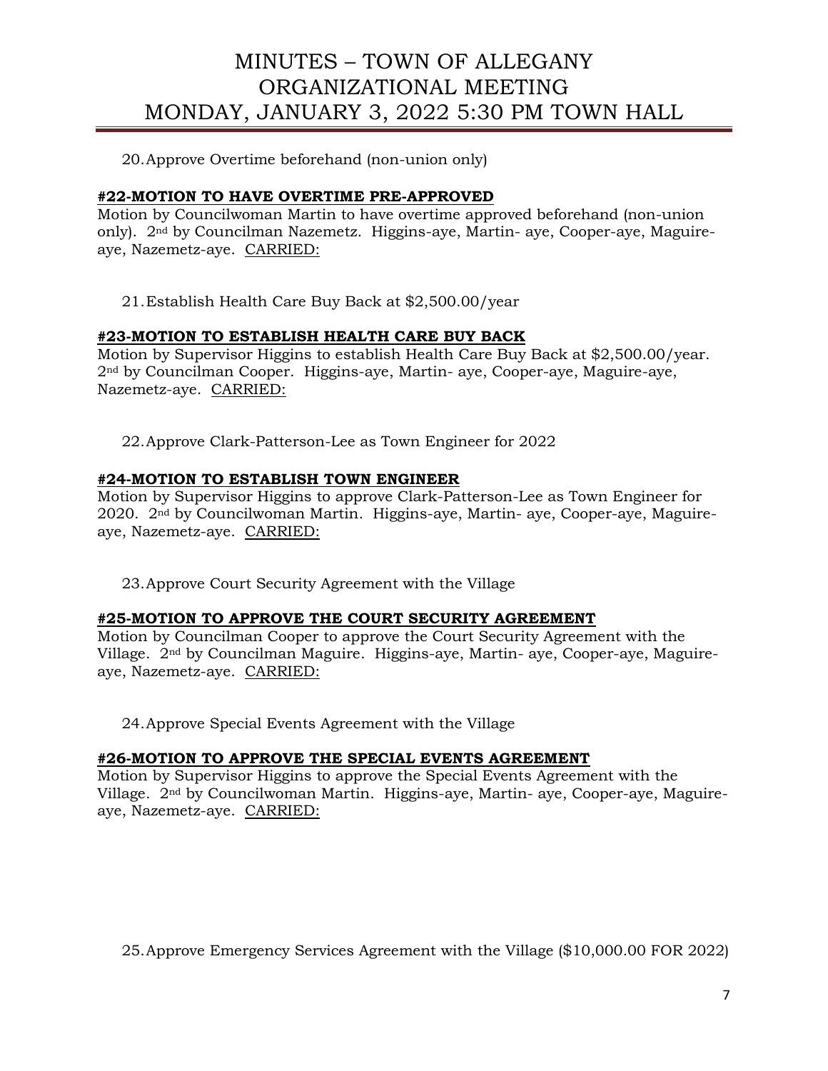20. Approve Overtime beforehand (non-union only)

**#22-MOTION TO HAVE OVERTIME PRE-APPROVED**

Motion by Councilwoman Martin to have overtime approved beforehand (non-union only). 2nd by Councilman Nazemetz. Higgins-aye, Martin- aye, Cooper-aye, Maguire-aye, Nazemetz-aye. CARRIED:

21. Establish Health Care Buy Back at $2,500.00/year

**#23-MOTION TO ESTABLISH HEALTH CARE BUY BACK**

Motion by Supervisor Higgins to establish Health Care Buy Back at $2,500.00/year. 2nd by Councilman Cooper. Higgins-aye, Martin- aye, Cooper-aye, Maguire-aye, Nazemetz-aye. CARRIED:

22. Approve Clark-Patterson-Lee as Town Engineer for 2022

**#24-MOTION TO ESTABLISH TOWN ENGINEER**

Motion by Supervisor Higgins to approve Clark-Patterson-Lee as Town Engineer for 2020. 2nd by Councilwoman Martin. Higgins-aye, Martin- aye, Cooper-aye, Maguire-aye, Nazemetz-aye. CARRIED:

23. Approve Court Security Agreement with the Village

**#25-MOTION TO APPROVE THE COURT SECURITY AGREEMENT**

Motion by Councilman Cooper to approve the Court Security Agreement with the Village. 2nd by Councilman Maguire. Higgins-aye, Martin- aye, Cooper-aye, Maguire-aye, Nazemetz-aye. CARRIED:

24. Approve Special Events Agreement with the Village

**#26-MOTION TO APPROVE THE SPECIAL EVENTS AGREEMENT**

Motion by Supervisor Higgins to approve the Special Events Agreement with the Village. 2nd by Councilwoman Martin. Higgins-aye, Martin- aye, Cooper-aye, Maguire-aye, Nazemetz-aye. CARRIED:

25. Approve Emergency Services Agreement with the Village ($10,000.00 FOR 2022)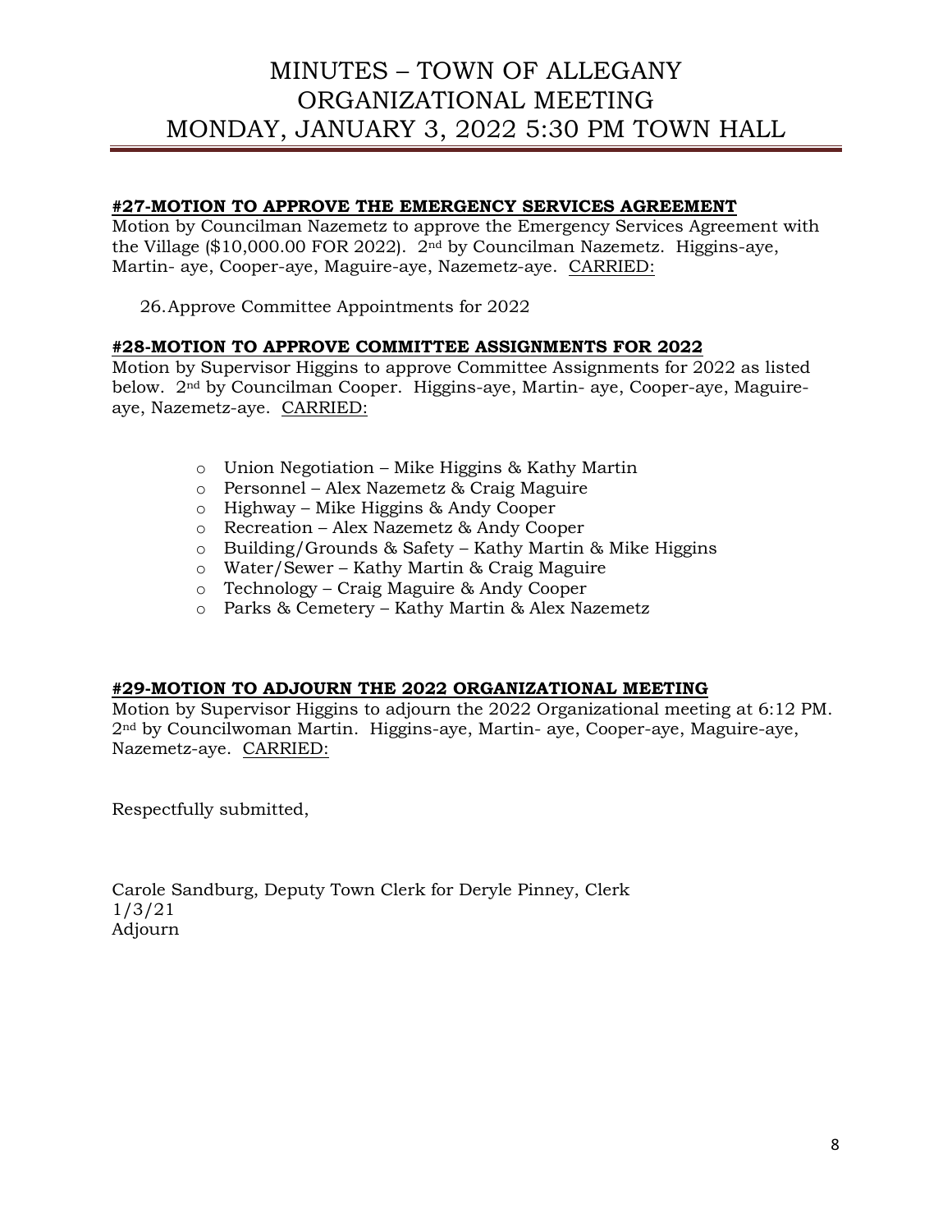# MINUTES – TOWN OF ALLEGANY
# ORGANIZATIONAL MEETING
# MONDAY, JANUARY 3, 2022 5:30 PM TOWN HALL

**#27-MOTION TO APPROVE THE EMERGENCY SERVICES AGREEMENT**

Motion by Councilman Nazemetz to approve the Emergency Services Agreement with the Village ($10,000.00 FOR 2022). 2nd by Councilman Nazemetz. Higgins-aye, Martin- aye, Cooper-aye, Maguire-aye, Nazemetz-aye. CARRIED:

26. Approve Committee Appointments for 2022

**#28-MOTION TO APPROVE COMMITTEE ASSIGNMENTS FOR 2022**

Motion by Supervisor Higgins to approve Committee Assignments for 2022 as listed below. 2nd by Councilman Cooper. Higgins-aye, Martin- aye, Cooper-aye, Maguire-aye, Nazemetz-aye. CARRIED:

- Union Negotiation – Mike Higgins & Kathy Martin
- Personnel – Alex Nazemetz & Craig Maguire
- Highway – Mike Higgins & Andy Cooper
- Recreation – Alex Nazemetz & Andy Cooper
- Building/Grounds & Safety – Kathy Martin & Mike Higgins
- Water/Sewer – Kathy Martin & Craig Maguire
- Technology – Craig Maguire & Andy Cooper
- Parks & Cemetery – Kathy Martin & Alex Nazemetz

**#29-MOTION TO ADJOURN THE 2022 ORGANIZATIONAL MEETING**

Motion by Supervisor Higgins to adjourn the 2022 Organizational meeting at 6:12 PM. 2nd by Councilwoman Martin. Higgins-aye, Martin- aye, Cooper-aye, Maguire-aye, Nazemetz-aye. CARRIED:

Respectfully submitted,

Carole Sandburg, Deputy Town Clerk for Deryle Pinney, Clerk
1/3/21
Adjourn